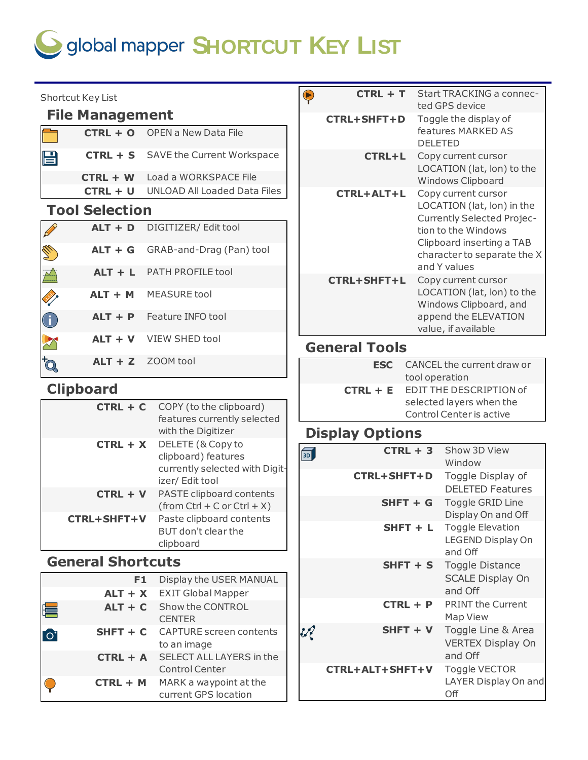# global mapper Shortcut Key List

Shortcut Key List

## File Management

| Shortcut | Description |
|---|---|
| CTRL + O | OPEN a New Data File |
| CTRL + S | SAVE the Current Workspace |
| CTRL + W | Load a WORKSPACE File |
| CTRL + U | UNLOAD All Loaded Data Files |

## Tool Selection

| Shortcut | Description |
|---|---|
| ALT + D | DIGITIZER/ Edit tool |
| ALT + G | GRAB-and-Drag (Pan) tool |
| ALT + L | PATH PROFILE tool |
| ALT + M | MEASURE tool |
| ALT + P | Feature INFO tool |
| ALT + V | VIEW SHED tool |
| ALT + Z | ZOOM tool |

## Clipboard

| Shortcut | Description |
|---|---|
| CTRL + C | COPY (to the clipboard) features currently selected with the Digitizer |
| CTRL + X | DELETE (& Copy to clipboard) features currently selected with Digitizer/ Edit tool |
| CTRL + V | PASTE clipboard contents (from Ctrl + C or Ctrl + X) |
| CTRL+SHFT+V | Paste clipboard contents BUT don't clear the clipboard |

## General Shortcuts

| Shortcut | Description |
|---|---|
| F1 | Display the USER MANUAL |
| ALT + X | EXIT Global Mapper |
| ALT + C | Show the CONTROL CENTER |
| SHFT + C | CAPTURE screen contents to an image |
| CTRL + A | SELECT ALL LAYERS in the Control Center |
| CTRL + M | MARK a waypoint at the current GPS location |
| CTRL + T | Start TRACKING a connected GPS device |
| CTRL+SHFT+D | Toggle the display of features MARKED AS DELETED |
| CTRL+L | Copy current cursor LOCATION (lat, lon) to the Windows Clipboard |
| CTRL+ALT+L | Copy current cursor LOCATION (lat, lon) in the Currently Selected Projection to the Windows Clipboard inserting a TAB character to separate the X and Y values |
| CTRL+SHFT+L | Copy current cursor LOCATION (lat, lon) to the Windows Clipboard, and append the ELEVATION value, if available |

## General Tools

| Shortcut | Description |
|---|---|
| ESC | CANCEL the current draw or tool operation |
| CTRL + E | EDIT THE DESCRIPTION of selected layers when the Control Center is active |

## Display Options

| Shortcut | Description |
|---|---|
| CTRL + 3 | Show 3D View Window |
| CTRL+SHFT+D | Toggle Display of DELETED Features |
| SHFT + G | Toggle GRID Line Display On and Off |
| SHFT + L | Toggle Elevation LEGEND Display On and Off |
| SHFT + S | Toggle Distance SCALE Display On and Off |
| CTRL + P | PRINT the Current Map View |
| SHFT + V | Toggle Line & Area VERTEX Display On and Off |
| CTRL+ALT+SHFT+V | Toggle VECTOR LAYER Display On and Off |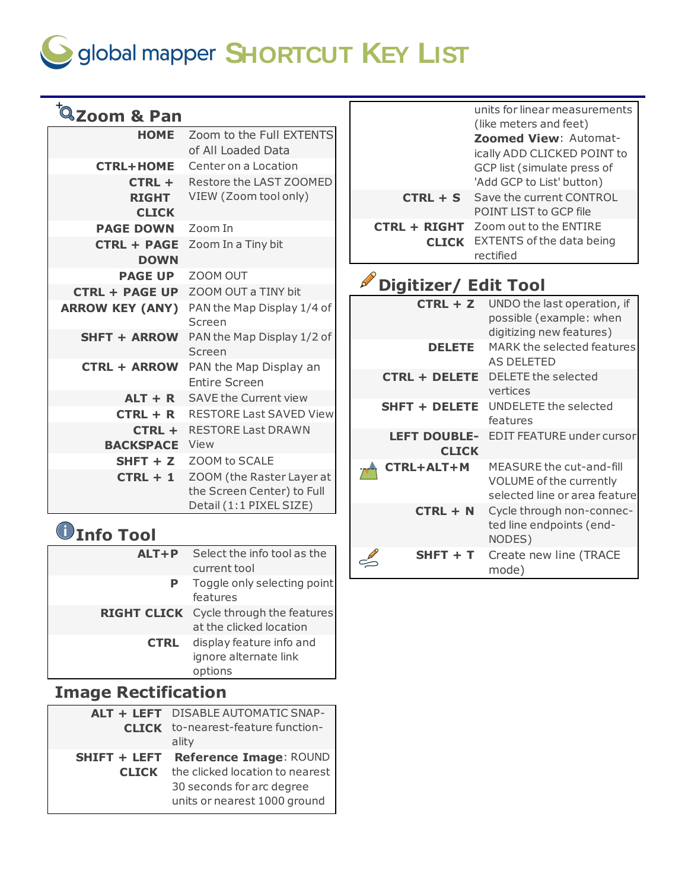# global mapper SHORTCUT KEY LIST

## Zoom & Pan

| Shortcut | Action |
|---|---|
| HOME | Zoom to the Full EXTENTS of All Loaded Data |
| CTRL+HOME | Center on a Location |
| CTRL + RIGHT CLICK | Restore the LAST ZOOMED VIEW (Zoom tool only) |
| PAGE DOWN | Zoom In |
| CTRL + PAGE DOWN | Zoom In a Tiny bit |
| PAGE UP | ZOOM OUT |
| CTRL + PAGE UP | ZOOM OUT a TINY bit |
| ARROW KEY (ANY) | PAN the Map Display 1/4 of Screen |
| SHFT + ARROW | PAN the Map Display 1/2 of Screen |
| CTRL + ARROW | PAN the Map Display an Entire Screen |
| ALT + R | SAVE the Current view |
| CTRL + R | RESTORE Last SAVED View |
| CTRL + BACKSPACE | RESTORE Last DRAWN View |
| SHFT + Z | ZOOM to SCALE |
| CTRL + 1 | ZOOM (the Raster Layer at the Screen Center) to Full Detail (1:1 PIXEL SIZE) |

## Info Tool

| Shortcut | Action |
|---|---|
| ALT+P | Select the info tool as the current tool |
| P | Toggle only selecting point features |
| RIGHT CLICK | Cycle through the features at the clicked location |
| CTRL | display feature info and ignore alternate link options |

## Image Rectification

| Shortcut | Action |
|---|---|
| ALT + LEFT CLICK | DISABLE AUTOMATIC SNAP-to-nearest-feature functionality |
| SHIFT + LEFT CLICK | **Reference Image**: ROUND the clicked location to nearest 30 seconds for arc degree units or nearest 1000 ground units for linear measurements (like meters and feet)<br>**Zoomed View**: Automatically ADD CLICKED POINT to GCP list (simulate press of 'Add GCP to List' button) |
| CTRL + S | Save the current CONTROL POINT LIST to GCP file |
| CTRL + RIGHT CLICK | Zoom out to the ENTIRE EXTENTS of the data being rectified |

## Digitizer/ Edit Tool

| Shortcut | Action |
|---|---|
| CTRL + Z | UNDO the last operation, if possible (example: when digitizing new features) |
| DELETE | MARK the selected features AS DELETED |
| CTRL + DELETE | DELETE the selected vertices |
| SHFT + DELETE | UNDELETE the selected features |
| LEFT DOUBLE-CLICK | EDIT FEATURE under cursor |
| CTRL+ALT+M | MEASURE the cut-and-fill VOLUME of the currently selected line or area feature |
| CTRL + N | Cycle through non-connected line endpoints (end-NODES) |
| SHFT + T | Create new line (TRACE mode) |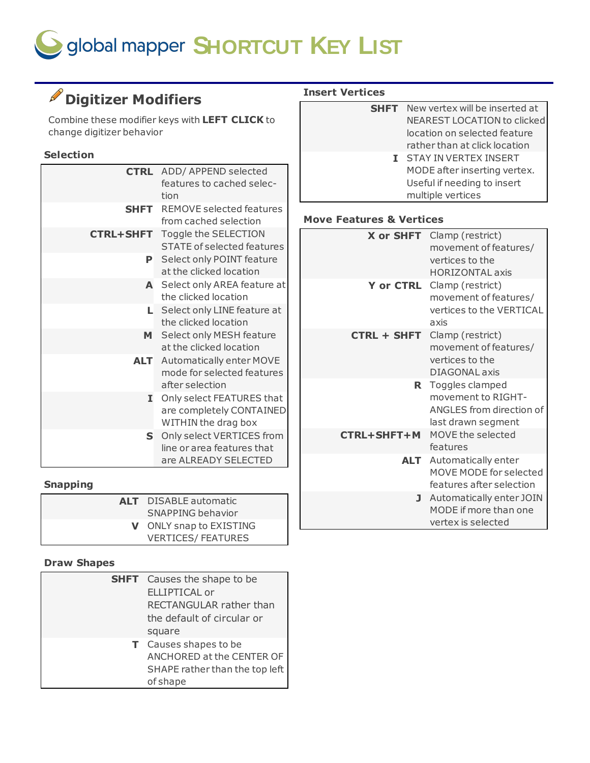# global mapper SHORTCUT KEY LIST

## Digitizer Modifiers

Combine these modifier keys with **LEFT CLICK** to change digitizer behavior

### Selection

| Key | Action |
|---|---|
| **CTRL** | ADD/ APPEND selected features to cached selection |
| **SHFT** | REMOVE selected features from cached selection |
| **CTRL+SHFT** | Toggle the SELECTION STATE of selected features |
| **P** | Select only POINT feature at the clicked location |
| **A** | Select only AREA feature at the clicked location |
| **L** | Select only LINE feature at the clicked location |
| **M** | Select only MESH feature at the clicked location |
| **ALT** | Automatically enter MOVE mode for selected features after selection |
| **I** | Only select FEATURES that are completely CONTAINED WITHIN the drag box |
| **S** | Only select VERTICES from line or area features that are ALREADY SELECTED |

### Snapping

| Key | Action |
|---|---|
| **ALT** | DISABLE automatic SNAPPING behavior |
| **V** | ONLY snap to EXISTING VERTICES/ FEATURES |

### Draw Shapes

| Key | Action |
|---|---|
| **SHFT** | Causes the shape to be ELLIPTICAL or RECTANGULAR rather than the default of circular or square |
| **T** | Causes shapes to be ANCHORED at the CENTER OF SHAPE rather than the top left of shape |

### Insert Vertices

| Key | Action |
|---|---|
| **SHFT** | New vertex will be inserted at NEAREST LOCATION to clicked location on selected feature rather than at click location |
| **I** | STAY IN VERTEX INSERT MODE after inserting vertex. Useful if needing to insert multiple vertices |

### Move Features & Vertices

| Key | Action |
|---|---|
| **X or SHFT** | Clamp (restrict) movement of features/ vertices to the HORIZONTAL axis |
| **Y or CTRL** | Clamp (restrict) movement of features/ vertices to the VERTICAL axis |
| **CTRL + SHFT** | Clamp (restrict) movement of features/ vertices to the DIAGONAL axis |
| **R** | Toggles clamped movement to RIGHT-ANGLES from direction of last drawn segment |
| **CTRL+SHFT+M** | MOVE the selected features |
| **ALT** | Automatically enter MOVE MODE for selected features after selection |
| **J** | Automatically enter JOIN MODE if more than one vertex is selected |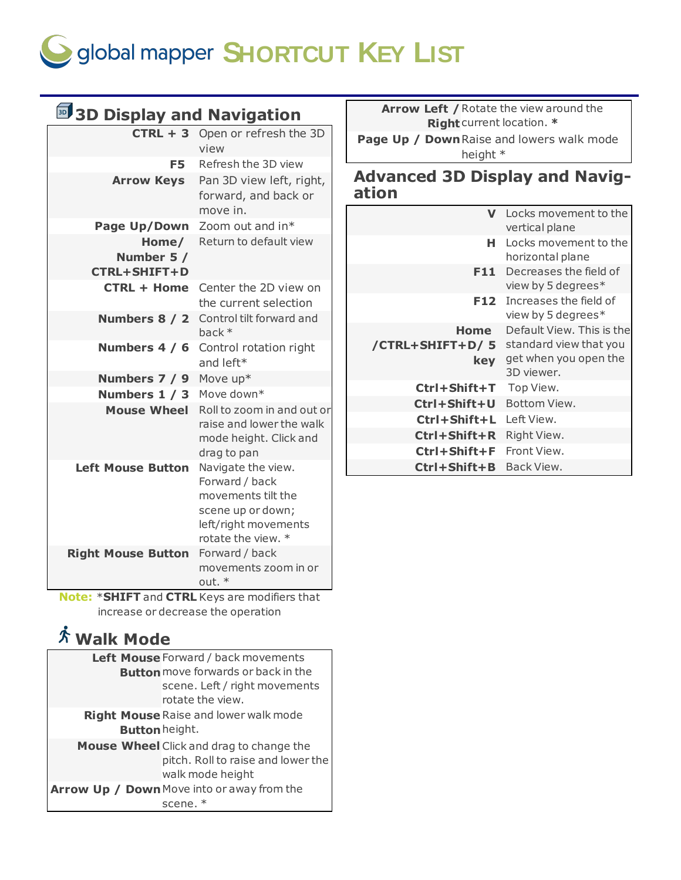# global mapper SHORTCUT KEY LIST

## 3D Display and Navigation

| Key | Action |
|---|---|
| **CTRL + 3** | Open or refresh the 3D view |
| **F5** | Refresh the 3D view |
| **Arrow Keys** | Pan 3D view left, right, forward, and back or move in. |
| **Page Up/Down** | Zoom out and in* |
| **Home/ Number 5 / CTRL+SHIFT+D** | Return to default view |
| **CTRL + Home** | Center the 2D view on the current selection |
| **Numbers 8 / 2** | Control tilt forward and back * |
| **Numbers 4 / 6** | Control rotation right and left* |
| **Numbers 7 / 9** | Move up* |
| **Numbers 1 / 3** | Move down* |
| **Mouse Wheel** | Roll to zoom in and out or raise and lower the walk mode height. Click and drag to pan |
| **Left Mouse Button** | Navigate the view. Forward / back movements tilt the scene up or down; left/right movements rotate the view. * |
| **Right Mouse Button** | Forward / back movements zoom in or out. * |

**Note:** ***SHIFT** and **CTRL** Keys are modifiers that increase or decrease the operation

## Walk Mode

| Key | Action |
|---|---|
| **Left Mouse Button** | Forward / back movements move forwards or back in the scene. Left / right movements rotate the view. |
| **Right Mouse Button** | Raise and lower walk mode height. |
| **Mouse Wheel** | Click and drag to change the pitch. Roll to raise and lower the walk mode height |
| **Arrow Up / Down** | Move into or away from the scene. * |
| **Arrow Left / Right** | Rotate the view around the current location. * |
| **Page Up / Down** | Raise and lowers walk mode height * |

## Advanced 3D Display and Navigation

| Key | Action |
|---|---|
| **V** | Locks movement to the vertical plane |
| **H** | Locks movement to the horizontal plane |
| **F11** | Decreases the field of view by 5 degrees* |
| **F12** | Increases the field of view by 5 degrees* |
| **Home /CTRL+SHIFT+D/ 5 key** | Default View. This is the standard view that you get when you open the 3D viewer. |
| **Ctrl+Shift+T** | Top View. |
| **Ctrl+Shift+U** | Bottom View. |
| **Ctrl+Shift+L** | Left View. |
| **Ctrl+Shift+R** | Right View. |
| **Ctrl+Shift+F** | Front View. |
| **Ctrl+Shift+B** | Back View. |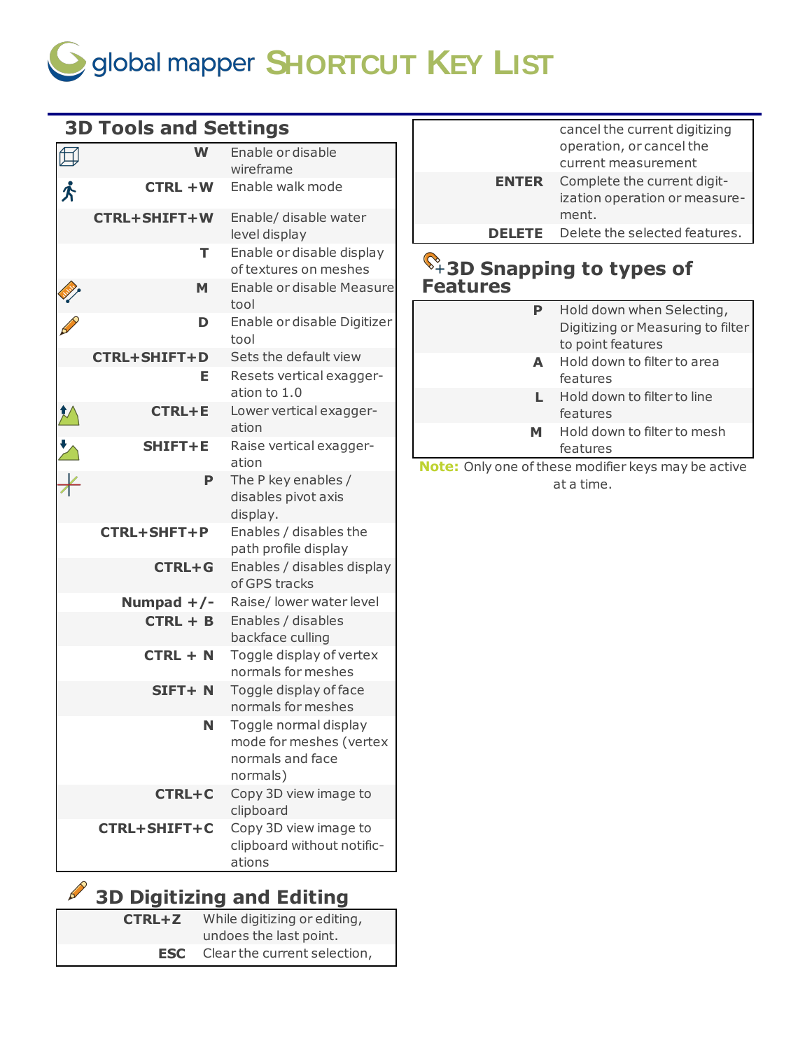# global mapper Shortcut Key List

## 3D Tools and Settings

| | |
|---|---|
| **W** | Enable or disable wireframe |
| **CTRL +W** | Enable walk mode |
| **CTRL+SHIFT+W** | Enable/ disable water level display |
| **T** | Enable or disable display of textures on meshes |
| **M** | Enable or disable Measure tool |
| **D** | Enable or disable Digitizer tool |
| **CTRL+SHIFT+D** | Sets the default view |
| **E** | Resets vertical exaggeration to 1.0 |
| **CTRL+E** | Lower vertical exaggeration |
| **SHIFT+E** | Raise vertical exaggeration |
| **P** | The P key enables / disables pivot axis display. |
| **CTRL+SHFT+P** | Enables / disables the path profile display |
| **CTRL+G** | Enables / disables display of GPS tracks |
| **Numpad +/-** | Raise/ lower water level |
| **CTRL + B** | Enables / disables backface culling |
| **CTRL + N** | Toggle display of vertex normals for meshes |
| **SIFT+ N** | Toggle display of face normals for meshes |
| **N** | Toggle normal display mode for meshes (vertex normals and face normals) |
| **CTRL+C** | Copy 3D view image to clipboard |
| **CTRL+SHIFT+C** | Copy 3D view image to clipboard without notifications |

## 3D Digitizing and Editing

| | |
|---|---|
| **CTRL+Z** | While digitizing or editing, undoes the last point. |
| **ESC** | Clear the current selection, cancel the current digitizing operation, or cancel the current measurement |
| **ENTER** | Complete the current digitization operation or measurement. |
| **DELETE** | Delete the selected features. |

## 3D Snapping to types of Features

| | |
|---|---|
| **P** | Hold down when Selecting, Digitizing or Measuring to filter to point features |
| **A** | Hold down to filter to area features |
| **L** | Hold down to filter to line features |
| **M** | Hold down to filter to mesh features |

**Note:** Only one of these modifier keys may be active at a time.